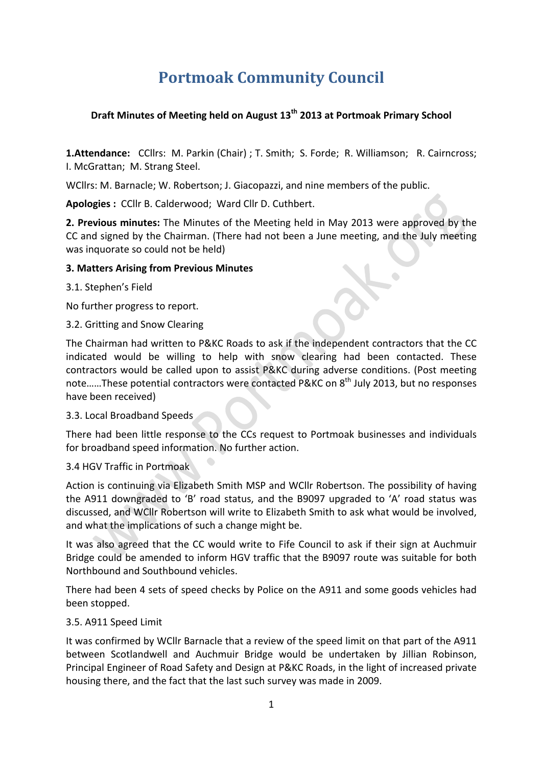# Portmoak Community Council

**Draft Minutes of Meeting held on August 13th 2013 at Portmoak Primary School**

**1.Attendance:** CCllrs: M. Parkin (Chair) ; T. Smith; S. Forde; R. Williamson; R. Cairncross; I. McGrattan; M. Strang Steel.

WCllrs: M. Barnacle; W. Robertson; J. Giacopazzi, and nine members of the public.

**Apologies :** CCllr B. Calderwood; Ward Cllr D. Cuthbert.

**2. Previous minutes:** The Minutes of the Meeting held in May 2013 were approved by the CC and signed by the Chairman. (There had not been a June meeting, and the July meeting was inquorate so could not be held)

**3. Matters Arising from Previous Minutes**

3.1. Stephen's Field

No further progress to report.

3.2. Gritting and Snow Clearing

The Chairman had written to P&KC Roads to ask if the independent contractors that the CC indicated would be willing to help with snow clearing had been contacted. These contractors would be called upon to assist P&KC during adverse conditions. (Post meeting note……These potential contractors were contacted P&KC on 8th July 2013, but no responses have been received)

3.3. Local Broadband Speeds

There had been little response to the CCs request to Portmoak businesses and individuals for broadband speed information. No further action.

3.4 HGV Traffic in Portmoak

Action is continuing via Elizabeth Smith MSP and WCllr Robertson. The possibility of having the A911 downgraded to 'B' road status, and the B9097 upgraded to 'A' road status was discussed, and WCllr Robertson will write to Elizabeth Smith to ask what would be involved, and what the implications of such a change might be.

It was also agreed that the CC would write to Fife Council to ask if their sign at Auchmuir Bridge could be amended to inform HGV traffic that the B9097 route was suitable for both Northbound and Southbound vehicles.

There had been 4 sets of speed checks by Police on the A911 and some goods vehicles had been stopped.

3.5. A911 Speed Limit

It was confirmed by WCllr Barnacle that a review of the speed limit on that part of the A911 between Scotlandwell and Auchmuir Bridge would be undertaken by Jillian Robinson, Principal Engineer of Road Safety and Design at P&KC Roads, in the light of increased private housing there, and the fact that the last such survey was made in 2009.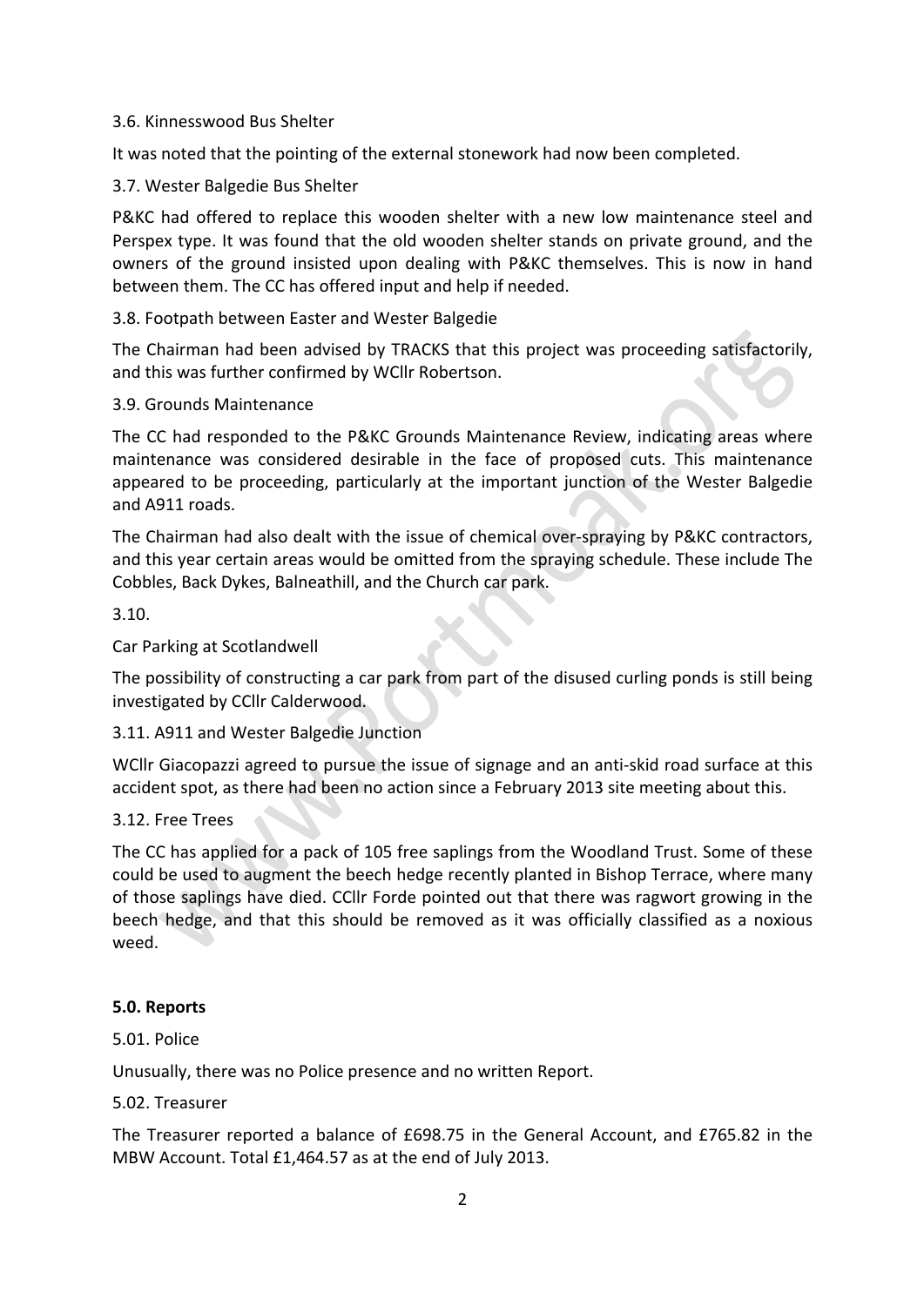3.6. Kinnesswood Bus Shelter

It was noted that the pointing of the external stonework had now been completed.

3.7. Wester Balgedie Bus Shelter

P&KC had offered to replace this wooden shelter with a new low maintenance steel and Perspex type. It was found that the old wooden shelter stands on private ground, and the owners of the ground insisted upon dealing with P&KC themselves. This is now in hand between them. The CC has offered input and help if needed.

3.8. Footpath between Easter and Wester Balgedie

The Chairman had been advised by TRACKS that this project was proceeding satisfactorily, and this was further confirmed by WCllr Robertson.

3.9. Grounds Maintenance

The CC had responded to the P&KC Grounds Maintenance Review, indicating areas where maintenance was considered desirable in the face of proposed cuts. This maintenance appeared to be proceeding, particularly at the important junction of the Wester Balgedie and A911 roads.

The Chairman had also dealt with the issue of chemical over-spraying by P&KC contractors, and this year certain areas would be omitted from the spraying schedule. These include The Cobbles, Back Dykes, Balneathill, and the Church car park.

3.10.

Car Parking at Scotlandwell

The possibility of constructing a car park from part of the disused curling ponds is still being investigated by CCllr Calderwood.

3.11. A911 and Wester Balgedie Junction

WCllr Giacopazzi agreed to pursue the issue of signage and an anti-skid road surface at this accident spot, as there had been no action since a February 2013 site meeting about this.

3.12. Free Trees

The CC has applied for a pack of 105 free saplings from the Woodland Trust. Some of these could be used to augment the beech hedge recently planted in Bishop Terrace, where many of those saplings have died. CCllr Forde pointed out that there was ragwort growing in the beech hedge, and that this should be removed as it was officially classified as a noxious weed.

**5.0. Reports**

5.01. Police

Unusually, there was no Police presence and no written Report.

5.02. Treasurer

The Treasurer reported a balance of £698.75 in the General Account, and £765.82 in the MBW Account. Total £1,464.57 as at the end of July 2013.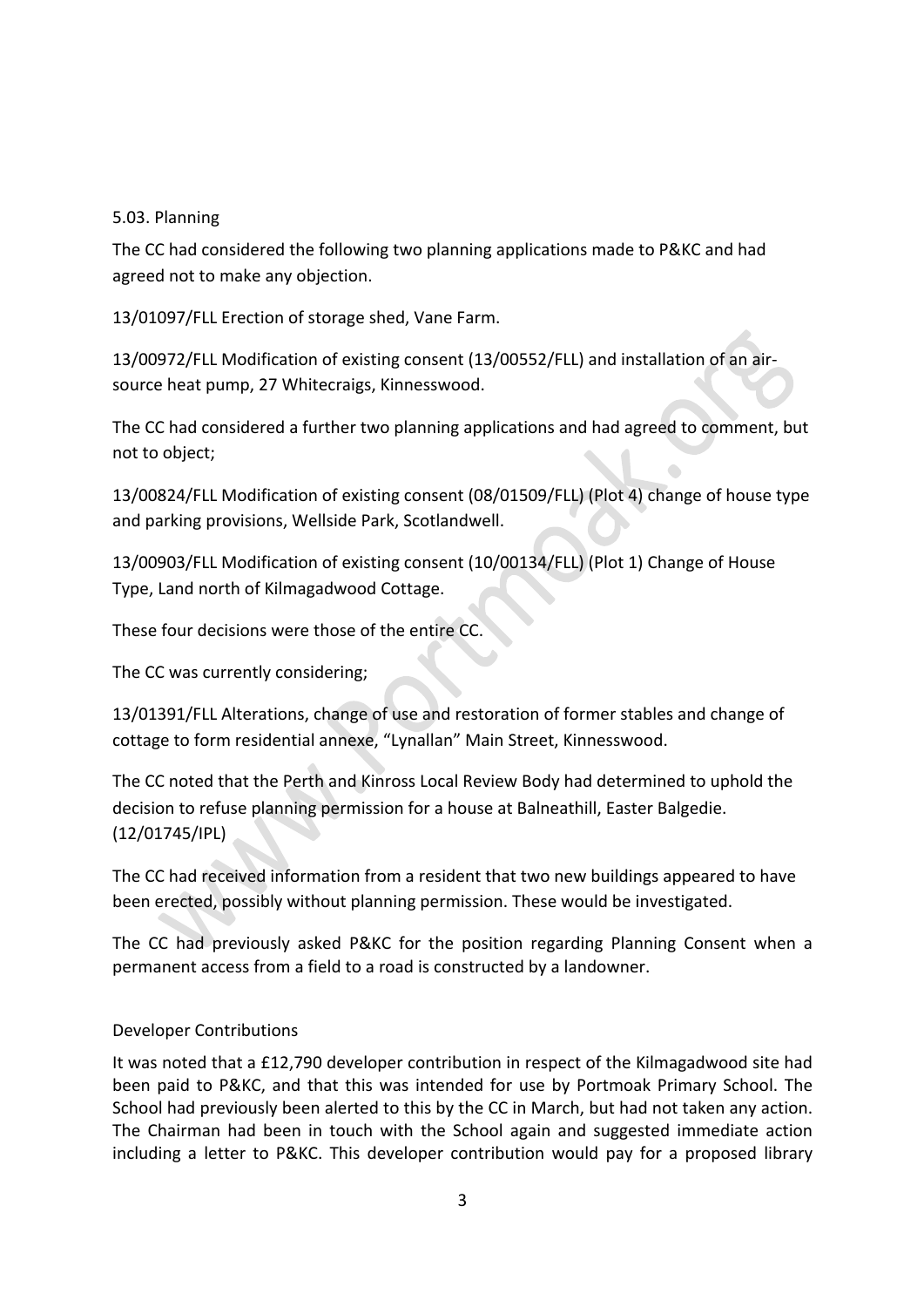5.03. Planning

The CC had considered the following two planning applications made to P&KC and had agreed not to make any objection.

13/01097/FLL Erection of storage shed, Vane Farm.

13/00972/FLL Modification of existing consent (13/00552/FLL) and installation of an air-source heat pump, 27 Whitecraigs, Kinnesswood.

The CC had considered a further two planning applications and had agreed to comment, but not to object;

13/00824/FLL Modification of existing consent (08/01509/FLL) (Plot 4) change of house type and parking provisions, Wellside Park, Scotlandwell.

13/00903/FLL Modification of existing consent (10/00134/FLL) (Plot 1) Change of House Type, Land north of Kilmagadwood Cottage.

These four decisions were those of the entire CC.

The CC was currently considering;

13/01391/FLL Alterations, change of use and restoration of former stables and change of cottage to form residential annexe, "Lynallan" Main Street, Kinnesswood.

The CC noted that the Perth and Kinross Local Review Body had determined to uphold the decision to refuse planning permission for a house at Balneathill, Easter Balgedie. (12/01745/IPL)

The CC had received information from a resident that two new buildings appeared to have been erected, possibly without planning permission. These would be investigated.

The CC had previously asked P&KC for the position regarding Planning Consent when a permanent access from a field to a road is constructed by a landowner.

Developer Contributions

It was noted that a £12,790 developer contribution in respect of the Kilmagadwood site had been paid to P&KC, and that this was intended for use by Portmoak Primary School. The School had previously been alerted to this by the CC in March, but had not taken any action. The Chairman had been in touch with the School again and suggested immediate action including a letter to P&KC. This developer contribution would pay for a proposed library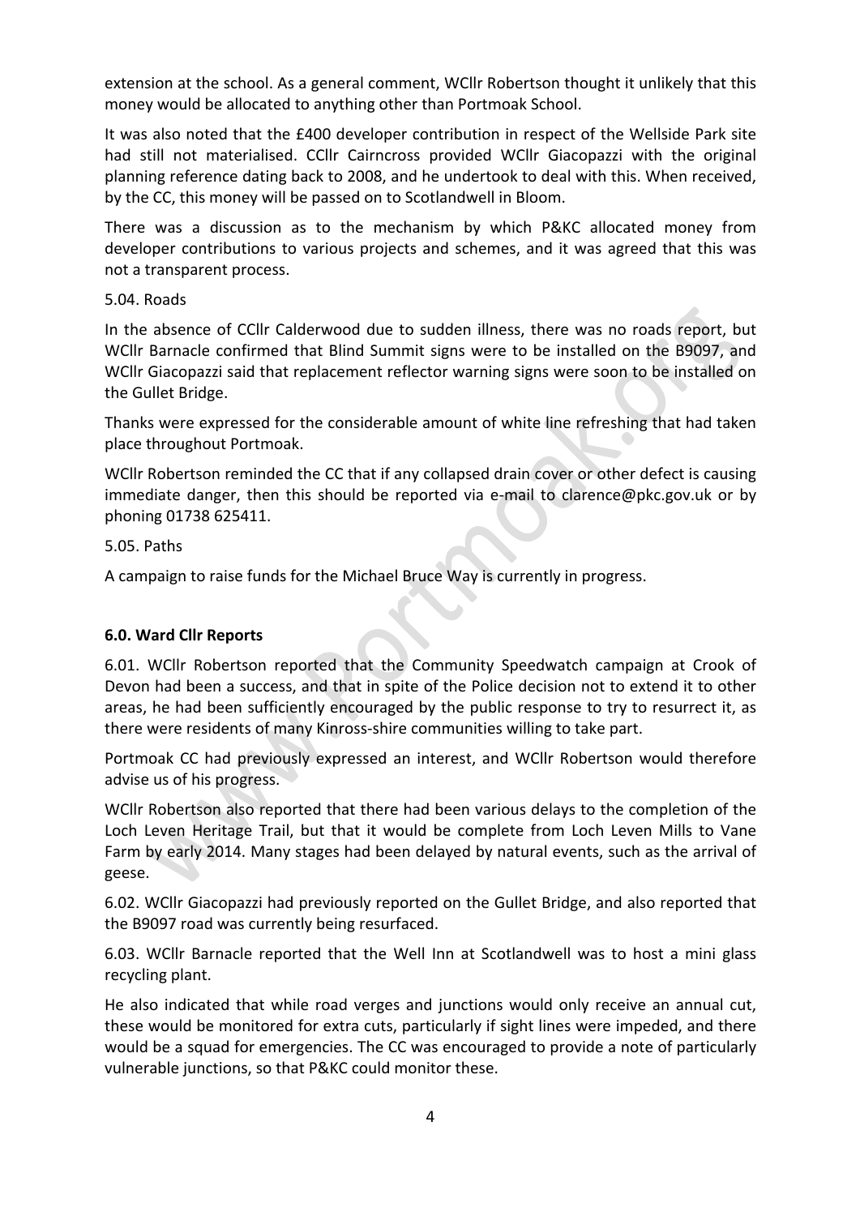extension at the school. As a general comment, WCllr Robertson thought it unlikely that this money would be allocated to anything other than Portmoak School.

It was also noted that the £400 developer contribution in respect of the Wellside Park site had still not materialised. CCllr Cairncross provided WCllr Giacopazzi with the original planning reference dating back to 2008, and he undertook to deal with this. When received, by the CC, this money will be passed on to Scotlandwell in Bloom.

There was a discussion as to the mechanism by which P&KC allocated money from developer contributions to various projects and schemes, and it was agreed that this was not a transparent process.

5.04. Roads

In the absence of CCllr Calderwood due to sudden illness, there was no roads report, but WCllr Barnacle confirmed that Blind Summit signs were to be installed on the B9097, and WCllr Giacopazzi said that replacement reflector warning signs were soon to be installed on the Gullet Bridge.

Thanks were expressed for the considerable amount of white line refreshing that had taken place throughout Portmoak.

WCllr Robertson reminded the CC that if any collapsed drain cover or other defect is causing immediate danger, then this should be reported via e-mail to clarence@pkc.gov.uk or by phoning 01738 625411.

5.05. Paths

A campaign to raise funds for the Michael Bruce Way is currently in progress.

**6.0. Ward Cllr Reports**

6.01. WCllr Robertson reported that the Community Speedwatch campaign at Crook of Devon had been a success, and that in spite of the Police decision not to extend it to other areas, he had been sufficiently encouraged by the public response to try to resurrect it, as there were residents of many Kinross-shire communities willing to take part.

Portmoak CC had previously expressed an interest, and WCllr Robertson would therefore advise us of his progress.

WCllr Robertson also reported that there had been various delays to the completion of the Loch Leven Heritage Trail, but that it would be complete from Loch Leven Mills to Vane Farm by early 2014. Many stages had been delayed by natural events, such as the arrival of geese.

6.02. WCllr Giacopazzi had previously reported on the Gullet Bridge, and also reported that the B9097 road was currently being resurfaced.

6.03. WCllr Barnacle reported that the Well Inn at Scotlandwell was to host a mini glass recycling plant.

He also indicated that while road verges and junctions would only receive an annual cut, these would be monitored for extra cuts, particularly if sight lines were impeded, and there would be a squad for emergencies. The CC was encouraged to provide a note of particularly vulnerable junctions, so that P&KC could monitor these.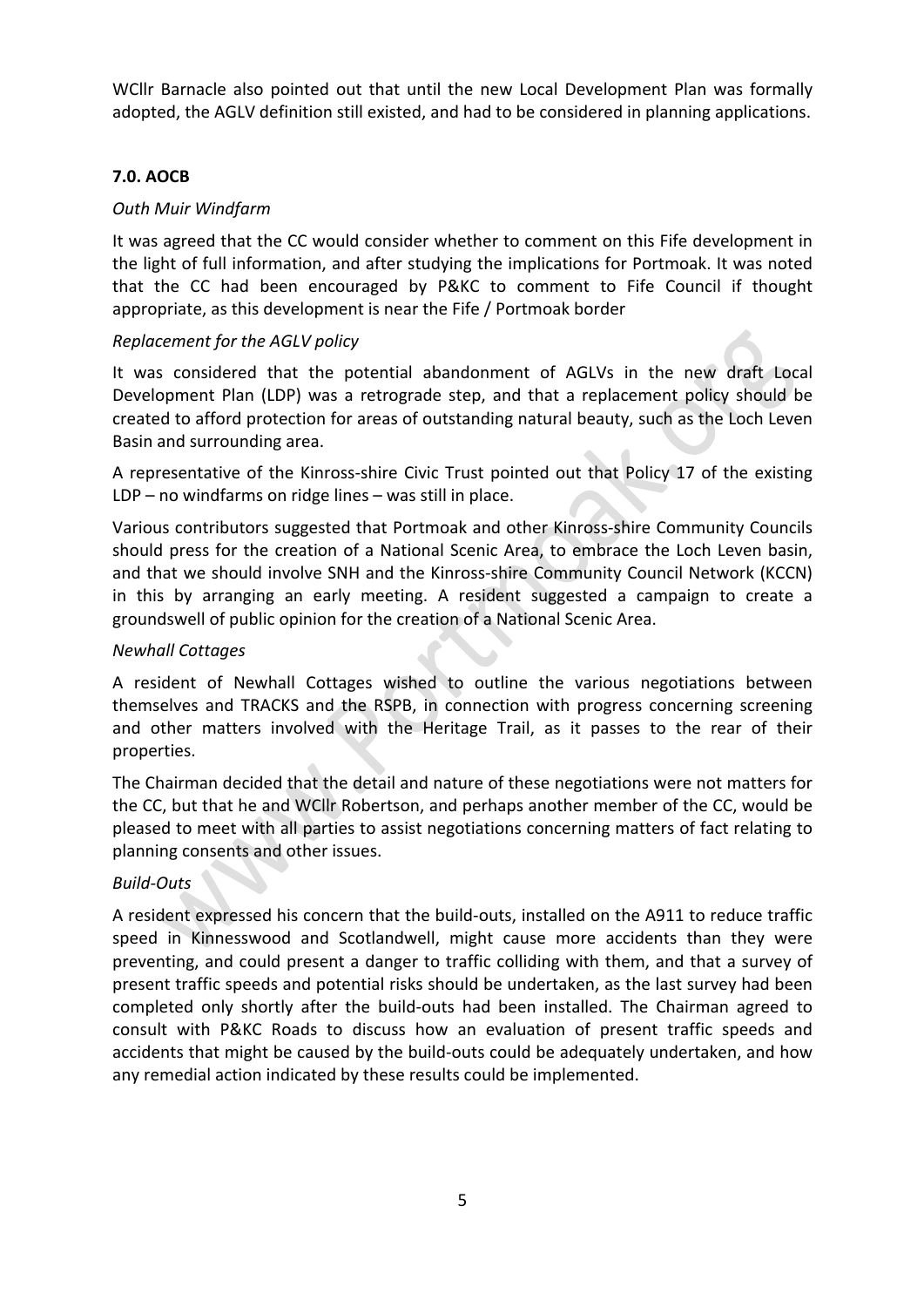WCllr Barnacle also pointed out that until the new Local Development Plan was formally adopted, the AGLV definition still existed, and had to be considered in planning applications.

**7.0. AOCB**

*Outh Muir Windfarm*

It was agreed that the CC would consider whether to comment on this Fife development in the light of full information, and after studying the implications for Portmoak. It was noted that the CC had been encouraged by P&KC to comment to Fife Council if thought appropriate, as this development is near the Fife / Portmoak border

*Replacement for the AGLV policy*

It was considered that the potential abandonment of AGLVs in the new draft Local Development Plan (LDP) was a retrograde step, and that a replacement policy should be created to afford protection for areas of outstanding natural beauty, such as the Loch Leven Basin and surrounding area.

A representative of the Kinross-shire Civic Trust pointed out that Policy 17 of the existing LDP – no windfarms on ridge lines – was still in place.

Various contributors suggested that Portmoak and other Kinross-shire Community Councils should press for the creation of a National Scenic Area, to embrace the Loch Leven basin, and that we should involve SNH and the Kinross-shire Community Council Network (KCCN) in this by arranging an early meeting. A resident suggested a campaign to create a groundswell of public opinion for the creation of a National Scenic Area.

*Newhall Cottages*

A resident of Newhall Cottages wished to outline the various negotiations between themselves and TRACKS and the RSPB, in connection with progress concerning screening and other matters involved with the Heritage Trail, as it passes to the rear of their properties.

The Chairman decided that the detail and nature of these negotiations were not matters for the CC, but that he and WCllr Robertson, and perhaps another member of the CC, would be pleased to meet with all parties to assist negotiations concerning matters of fact relating to planning consents and other issues.

*Build-Outs*

A resident expressed his concern that the build-outs, installed on the A911 to reduce traffic speed in Kinnesswood and Scotlandwell, might cause more accidents than they were preventing, and could present a danger to traffic colliding with them, and that a survey of present traffic speeds and potential risks should be undertaken, as the last survey had been completed only shortly after the build-outs had been installed. The Chairman agreed to consult with P&KC Roads to discuss how an evaluation of present traffic speeds and accidents that might be caused by the build-outs could be adequately undertaken, and how any remedial action indicated by these results could be implemented.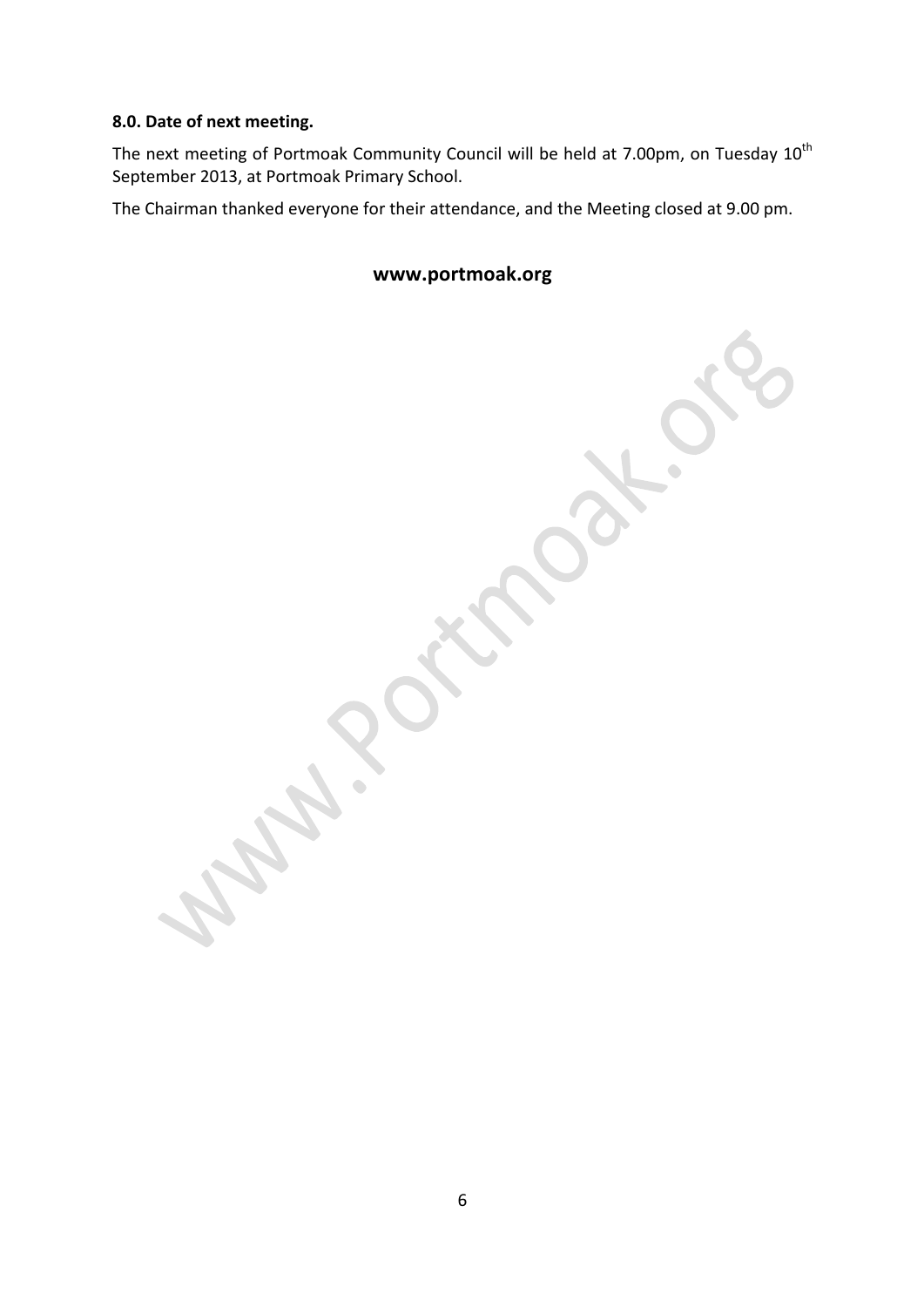**8.0. Date of next meeting.**

The next meeting of Portmoak Community Council will be held at 7.00pm, on Tuesday 10th September 2013, at Portmoak Primary School.

The Chairman thanked everyone for their attendance, and the Meeting closed at 9.00 pm.

**www.portmoak.org**